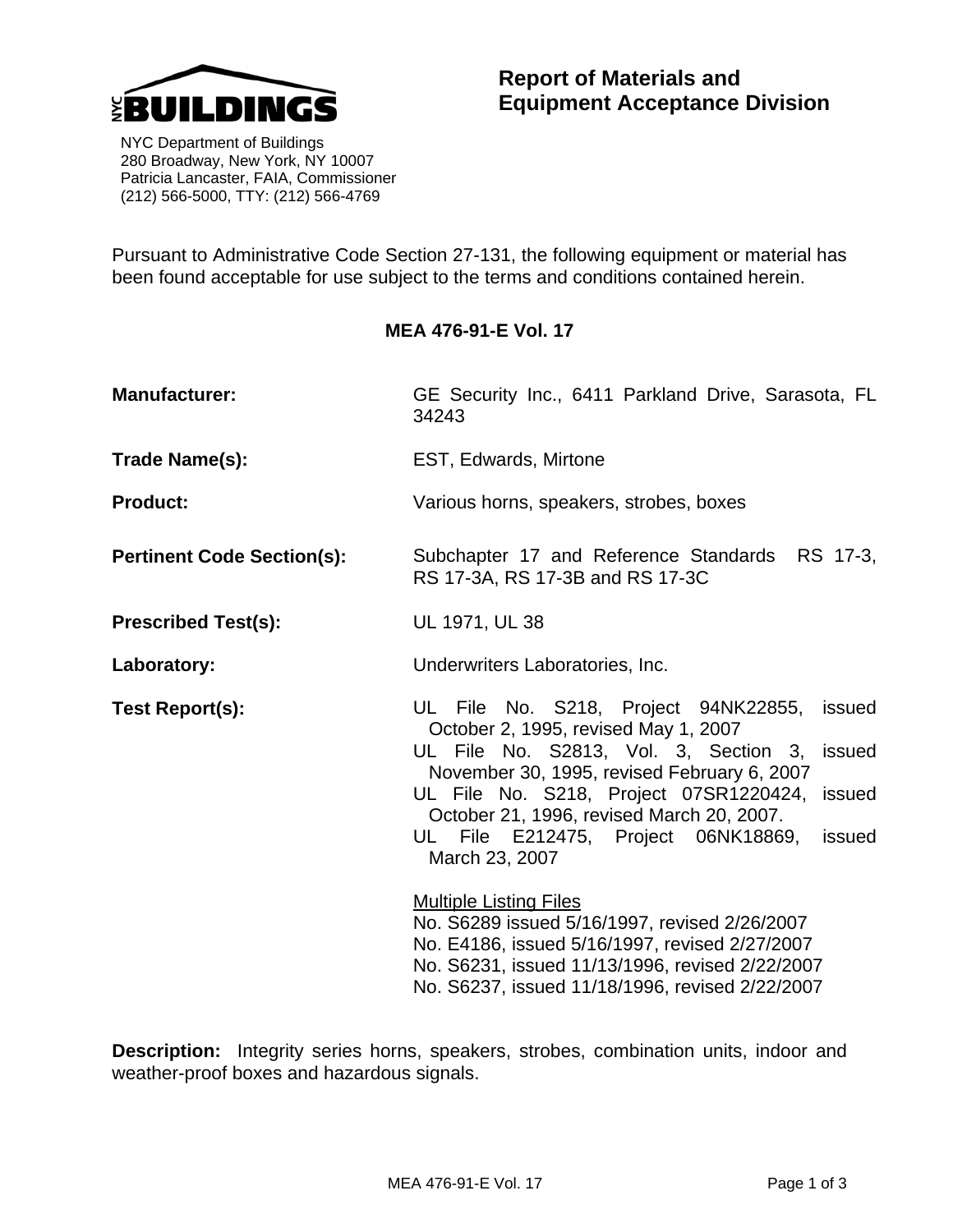NYC BUILDINGS

NYC Department of Buildings
280 Broadway, New York, NY 10007
Patricia Lancaster, FAIA, Commissioner
(212) 566-5000, TTY: (212) 566-4769

# Report of Materials and Equipment Acceptance Division

Pursuant to Administrative Code Section 27-131, the following equipment or material has been found acceptable for use subject to the terms and conditions contained herein.

## MEA 476-91-E Vol. 17

**Manufacturer:** GE Security Inc., 6411 Parkland Drive, Sarasota, FL 34243

**Trade Name(s):** EST, Edwards, Mirtone

**Product:** Various horns, speakers, strobes, boxes

**Pertinent Code Section(s):** Subchapter 17 and Reference Standards RS 17-3, RS 17-3A, RS 17-3B and RS 17-3C

**Prescribed Test(s):** UL 1971, UL 38

**Laboratory:** Underwriters Laboratories, Inc.

**Test Report(s):**

UL File No. S218, Project 94NK22855, issued October 2, 1995, revised May 1, 2007
UL File No. S2813, Vol. 3, Section 3, issued November 30, 1995, revised February 6, 2007
UL File No. S218, Project 07SR1220424, issued October 21, 1996, revised March 20, 2007.
UL File E212475, Project 06NK18869, issued March 23, 2007

Multiple Listing Files
No. S6289 issued 5/16/1997, revised 2/26/2007
No. E4186, issued 5/16/1997, revised 2/27/2007
No. S6231, issued 11/13/1996, revised 2/22/2007
No. S6237, issued 11/18/1996, revised 2/22/2007

**Description:** Integrity series horns, speakers, strobes, combination units, indoor and weather-proof boxes and hazardous signals.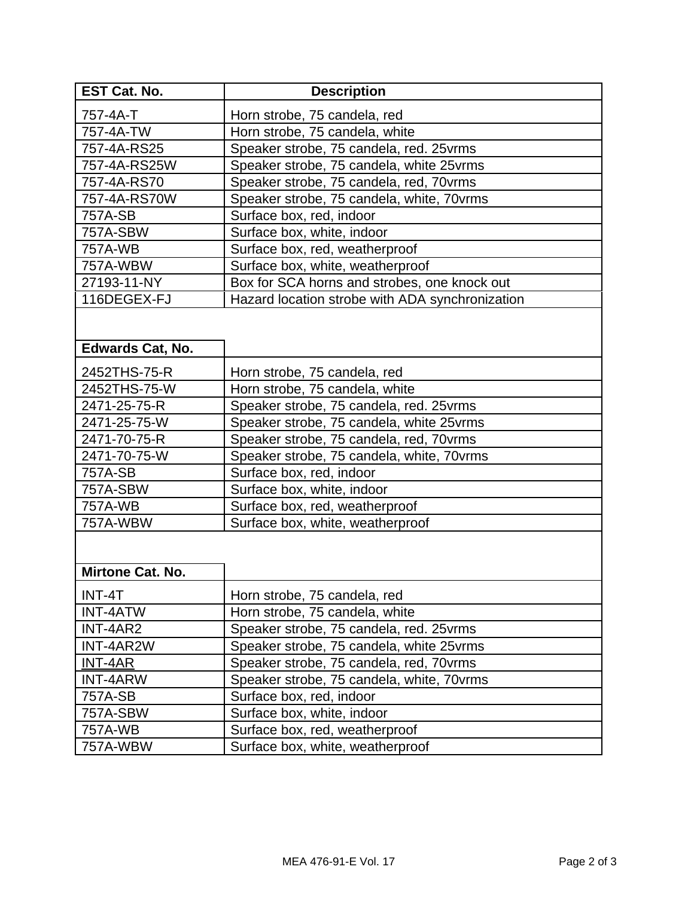| EST Cat. No. | Description |
|---|---|
| 757-4A-T | Horn strobe, 75 candela, red |
| 757-4A-TW | Horn strobe, 75 candela, white |
| 757-4A-RS25 | Speaker strobe, 75 candela, red. 25vrms |
| 757-4A-RS25W | Speaker strobe, 75 candela, white 25vrms |
| 757-4A-RS70 | Speaker strobe, 75 candela, red, 70vrms |
| 757-4A-RS70W | Speaker strobe, 75 candela, white, 70vrms |
| 757A-SB | Surface box, red, indoor |
| 757A-SBW | Surface box, white, indoor |
| 757A-WB | Surface box, red, weatherproof |
| 757A-WBW | Surface box, white, weatherproof |
| 27193-11-NY | Box for SCA horns and strobes, one knock out |
| 116DEGEX-FJ | Hazard location strobe with ADA synchronization |
| | |
| **Edwards Cat, No.** | |
| 2452THS-75-R | Horn strobe, 75 candela, red |
| 2452THS-75-W | Horn strobe, 75 candela, white |
| 2471-25-75-R | Speaker strobe, 75 candela, red. 25vrms |
| 2471-25-75-W | Speaker strobe, 75 candela, white 25vrms |
| 2471-70-75-R | Speaker strobe, 75 candela, red, 70vrms |
| 2471-70-75-W | Speaker strobe, 75 candela, white, 70vrms |
| 757A-SB | Surface box, red, indoor |
| 757A-SBW | Surface box, white, indoor |
| 757A-WB | Surface box, red, weatherproof |
| 757A-WBW | Surface box, white, weatherproof |
| | |
| **Mirtone Cat. No.** | |
| INT-4T | Horn strobe, 75 candela, red |
| INT-4ATW | Horn strobe, 75 candela, white |
| INT-4AR2 | Speaker strobe, 75 candela, red. 25vrms |
| INT-4AR2W | Speaker strobe, 75 candela, white 25vrms |
| INT-4AR | Speaker strobe, 75 candela, red, 70vrms |
| INT-4ARW | Speaker strobe, 75 candela, white, 70vrms |
| 757A-SB | Surface box, red, indoor |
| 757A-SBW | Surface box, white, indoor |
| 757A-WB | Surface box, red, weatherproof |
| 757A-WBW | Surface box, white, weatherproof |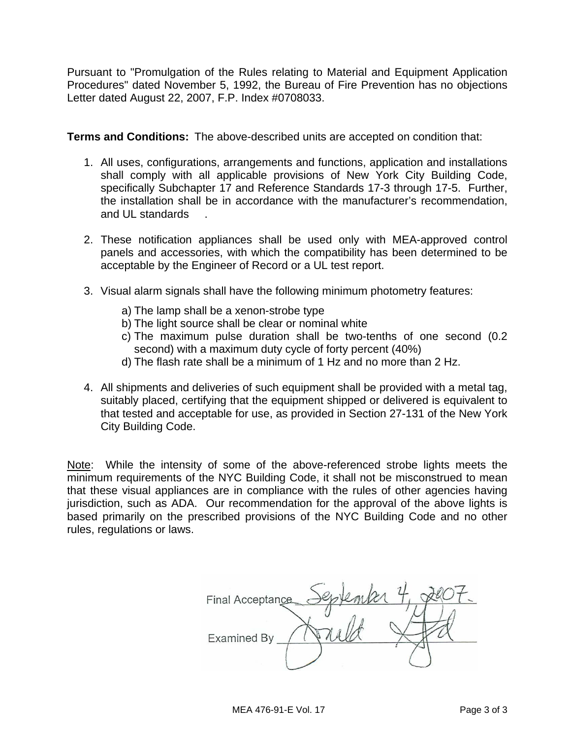Pursuant to "Promulgation of the Rules relating to Material and Equipment Application Procedures" dated November 5, 1992, the Bureau of Fire Prevention has no objections Letter dated August 22, 2007, F.P. Index #0708033.

**Terms and Conditions:** The above-described units are accepted on condition that:

1. All uses, configurations, arrangements and functions, application and installations shall comply with all applicable provisions of New York City Building Code, specifically Subchapter 17 and Reference Standards 17-3 through 17-5. Further, the installation shall be in accordance with the manufacturer's recommendation, and UL standards .

2. These notification appliances shall be used only with MEA-approved control panels and accessories, with which the compatibility has been determined to be acceptable by the Engineer of Record or a UL test report.

3. Visual alarm signals shall have the following minimum photometry features:

   a) The lamp shall be a xenon-strobe type
   b) The light source shall be clear or nominal white
   c) The maximum pulse duration shall be two-tenths of one second (0.2 second) with a maximum duty cycle of forty percent (40%)
   d) The flash rate shall be a minimum of 1 Hz and no more than 2 Hz.

4. All shipments and deliveries of such equipment shall be provided with a metal tag, suitably placed, certifying that the equipment shipped or delivered is equivalent to that tested and acceptable for use, as provided in Section 27-131 of the New York City Building Code.

Note: While the intensity of some of the above-referenced strobe lights meets the minimum requirements of the NYC Building Code, it shall not be misconstrued to mean that these visual appliances are in compliance with the rules of other agencies having jurisdiction, such as ADA. Our recommendation for the approval of the above lights is based primarily on the prescribed provisions of the NYC Building Code and no other rules, regulations or laws.

Final Acceptance September 4, 2007.

Examined By [signature]